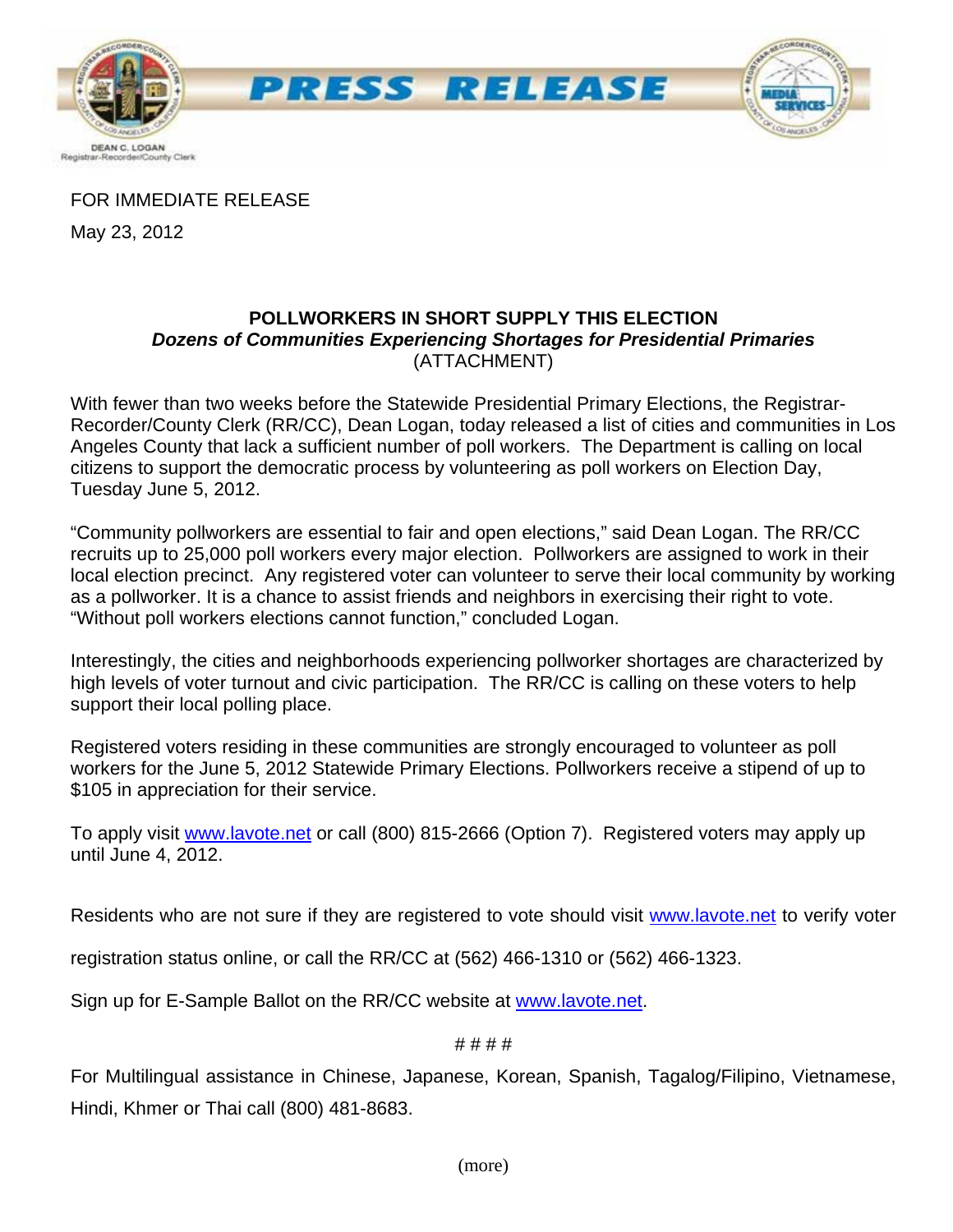# PRESS RELEASE

DEAN C. LOGAN
Registrar-Recorder/County Clerk

FOR IMMEDIATE RELEASE

May 23, 2012

**POLLWORKERS IN SHORT SUPPLY THIS ELECTION**
***Dozens of Communities Experiencing Shortages for Presidential Primaries***
(ATTACHMENT)

With fewer than two weeks before the Statewide Presidential Primary Elections, the Registrar-Recorder/County Clerk (RR/CC), Dean Logan, today released a list of cities and communities in Los Angeles County that lack a sufficient number of poll workers. The Department is calling on local citizens to support the democratic process by volunteering as poll workers on Election Day, Tuesday June 5, 2012.

"Community pollworkers are essential to fair and open elections," said Dean Logan. The RR/CC recruits up to 25,000 poll workers every major election. Pollworkers are assigned to work in their local election precinct. Any registered voter can volunteer to serve their local community by working as a pollworker. It is a chance to assist friends and neighbors in exercising their right to vote. "Without poll workers elections cannot function," concluded Logan.

Interestingly, the cities and neighborhoods experiencing pollworker shortages are characterized by high levels of voter turnout and civic participation. The RR/CC is calling on these voters to help support their local polling place.

Registered voters residing in these communities are strongly encouraged to volunteer as poll workers for the June 5, 2012 Statewide Primary Elections. Pollworkers receive a stipend of up to $105 in appreciation for their service.

To apply visit www.lavote.net or call (800) 815-2666 (Option 7). Registered voters may apply up until June 4, 2012.

Residents who are not sure if they are registered to vote should visit www.lavote.net to verify voter registration status online, or call the RR/CC at (562) 466-1310 or (562) 466-1323.

Sign up for E-Sample Ballot on the RR/CC website at www.lavote.net.

####

For Multilingual assistance in Chinese, Japanese, Korean, Spanish, Tagalog/Filipino, Vietnamese, Hindi, Khmer or Thai call (800) 481-8683.

(more)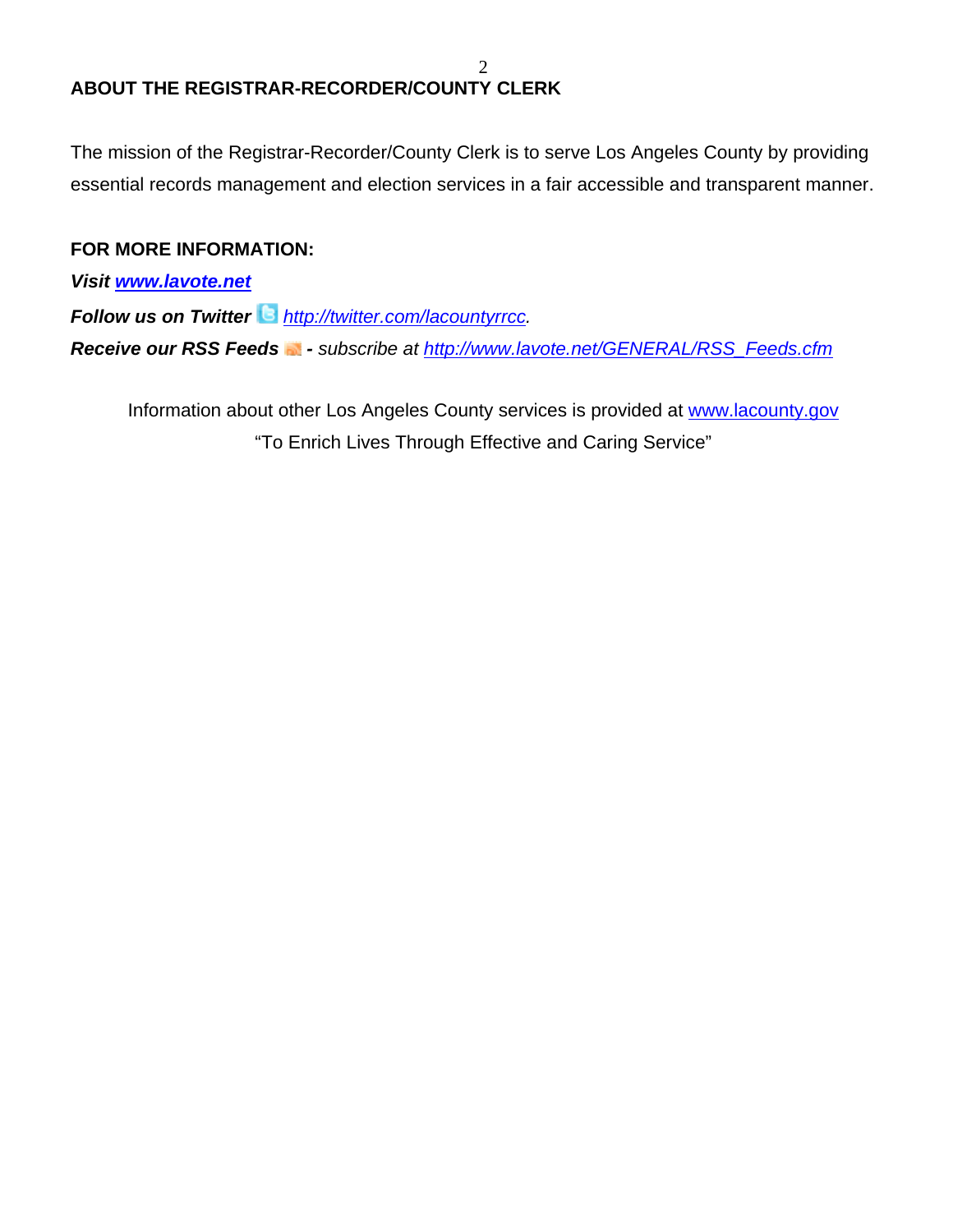## ABOUT THE REGISTRAR-RECORDER/COUNTY CLERK

The mission of the Registrar-Recorder/County Clerk is to serve Los Angeles County by providing essential records management and election services in a fair accessible and transparent manner.

**FOR MORE INFORMATION:**

***Visit [www.lavote.net](http://www.lavote.net)***

***Follow us on Twitter*** *[http://twitter.com/lacountyrrcc](http://twitter.com/lacountyrrcc).*

***Receive our RSS Feeds** - subscribe at [http://www.lavote.net/GENERAL/RSS_Feeds.cfm](http://www.lavote.net/GENERAL/RSS_Feeds.cfm)*

Information about other Los Angeles County services is provided at [www.lacounty.gov](http://www.lacounty.gov)

"To Enrich Lives Through Effective and Caring Service"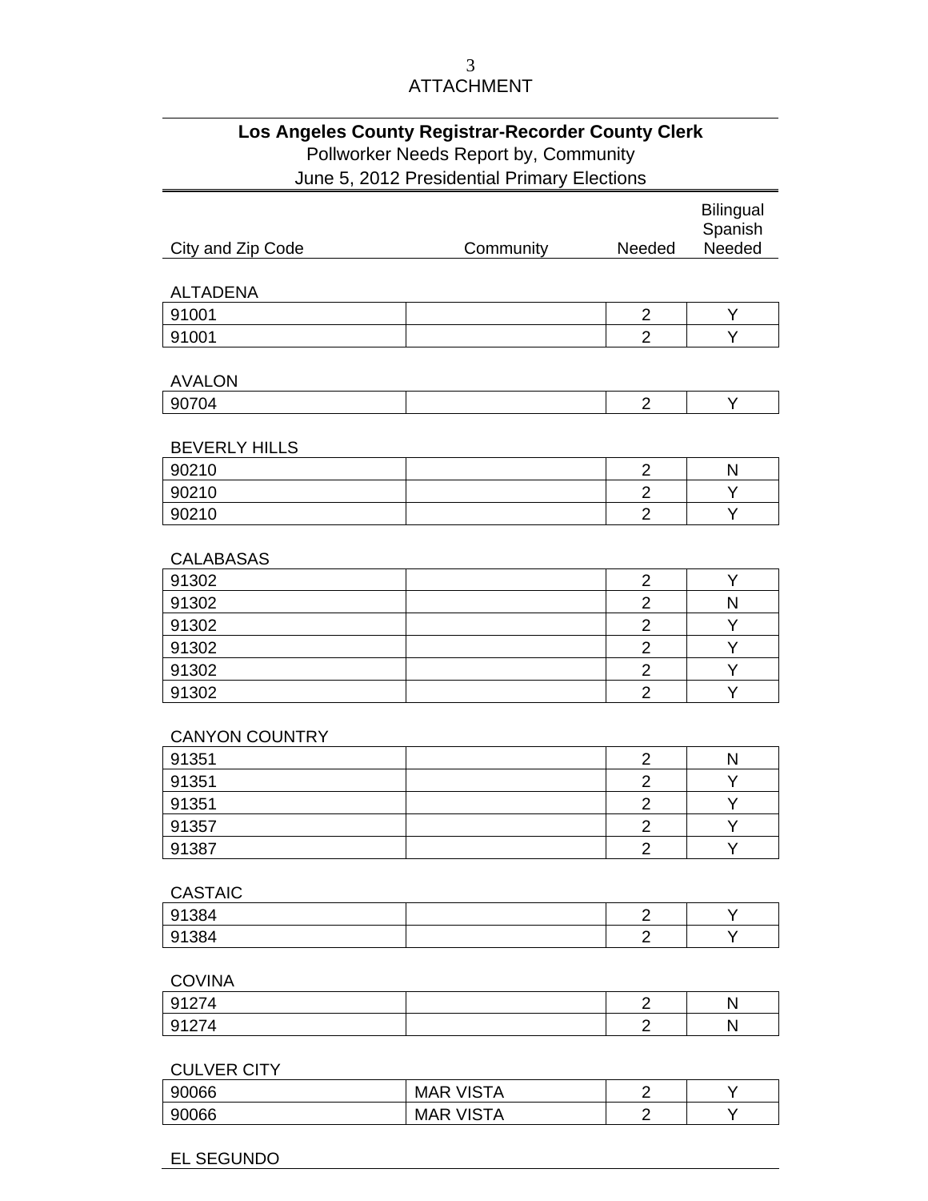ATTACHMENT

**Los Angeles County Registrar-Recorder County Clerk**
Pollworker Needs Report by, Community
June 5, 2012 Presidential Primary Elections

| City and Zip Code | Community | Needed | Bilingual Spanish Needed |
|---|---|---|---|

ALTADENA

| | | | |
|---|---|---|---|
| 91001 | | 2 | Y |
| 91001 | | 2 | Y |

AVALON

| | | | |
|---|---|---|---|
| 90704 | | 2 | Y |

BEVERLY HILLS

| | | | |
|---|---|---|---|
| 90210 | | 2 | N |
| 90210 | | 2 | Y |
| 90210 | | 2 | Y |

CALABASAS

| | | | |
|---|---|---|---|
| 91302 | | 2 | Y |
| 91302 | | 2 | N |
| 91302 | | 2 | Y |
| 91302 | | 2 | Y |
| 91302 | | 2 | Y |
| 91302 | | 2 | Y |

CANYON COUNTRY

| | | | |
|---|---|---|---|
| 91351 | | 2 | N |
| 91351 | | 2 | Y |
| 91351 | | 2 | Y |
| 91357 | | 2 | Y |
| 91387 | | 2 | Y |

CASTAIC

| | | | |
|---|---|---|---|
| 91384 | | 2 | Y |
| 91384 | | 2 | Y |

COVINA

| | | | |
|---|---|---|---|
| 91274 | | 2 | N |
| 91274 | | 2 | N |

CULVER CITY

| | | | |
|---|---|---|---|
| 90066 | MAR VISTA | 2 | Y |
| 90066 | MAR VISTA | 2 | Y |

EL SEGUNDO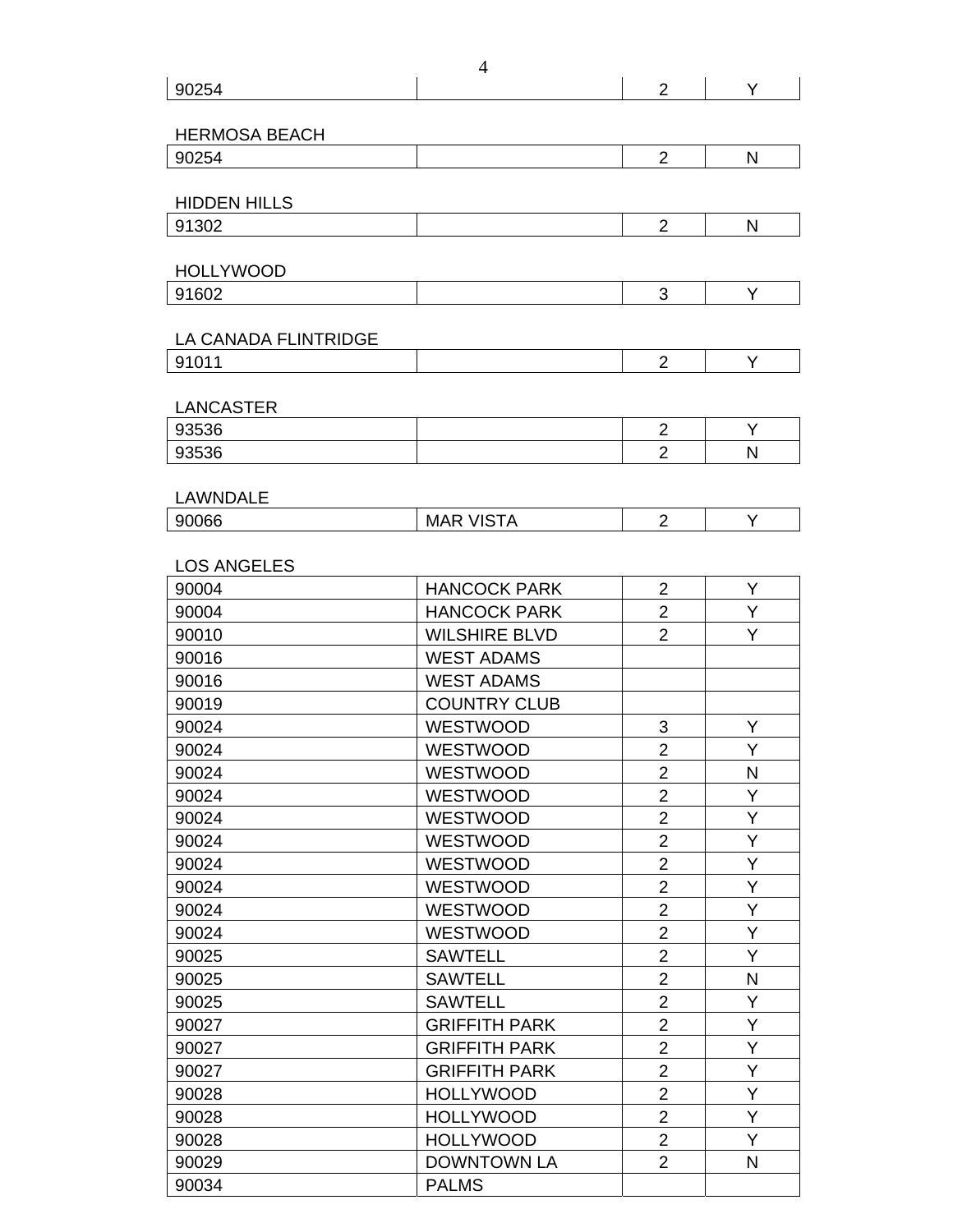| 90254 | | 2 | Y |
|---|---|---|---|

HERMOSA BEACH

| 90254 | | 2 | N |
|---|---|---|---|

HIDDEN HILLS

| 91302 | | 2 | N |
|---|---|---|---|

HOLLYWOOD

| 91602 | | 3 | Y |
|---|---|---|---|

LA CANADA FLINTRIDGE

| 91011 | | 2 | Y |
|---|---|---|---|

LANCASTER

| 93536 | | 2 | Y |
|---|---|---|---|
| 93536 | | 2 | N |

LAWNDALE

| 90066 | MAR VISTA | 2 | Y |
|---|---|---|---|

LOS ANGELES

| 90004 | HANCOCK PARK | 2 | Y |
|---|---|---|---|
| 90004 | HANCOCK PARK | 2 | Y |
| 90010 | WILSHIRE BLVD | 2 | Y |
| 90016 | WEST ADAMS | | |
| 90016 | WEST ADAMS | | |
| 90019 | COUNTRY CLUB | | |
| 90024 | WESTWOOD | 3 | Y |
| 90024 | WESTWOOD | 2 | Y |
| 90024 | WESTWOOD | 2 | N |
| 90024 | WESTWOOD | 2 | Y |
| 90024 | WESTWOOD | 2 | Y |
| 90024 | WESTWOOD | 2 | Y |
| 90024 | WESTWOOD | 2 | Y |
| 90024 | WESTWOOD | 2 | Y |
| 90024 | WESTWOOD | 2 | Y |
| 90024 | WESTWOOD | 2 | Y |
| 90025 | SAWTELL | 2 | Y |
| 90025 | SAWTELL | 2 | N |
| 90025 | SAWTELL | 2 | Y |
| 90027 | GRIFFITH PARK | 2 | Y |
| 90027 | GRIFFITH PARK | 2 | Y |
| 90027 | GRIFFITH PARK | 2 | Y |
| 90028 | HOLLYWOOD | 2 | Y |
| 90028 | HOLLYWOOD | 2 | Y |
| 90028 | HOLLYWOOD | 2 | Y |
| 90029 | DOWNTOWN LA | 2 | N |
| 90034 | PALMS | | |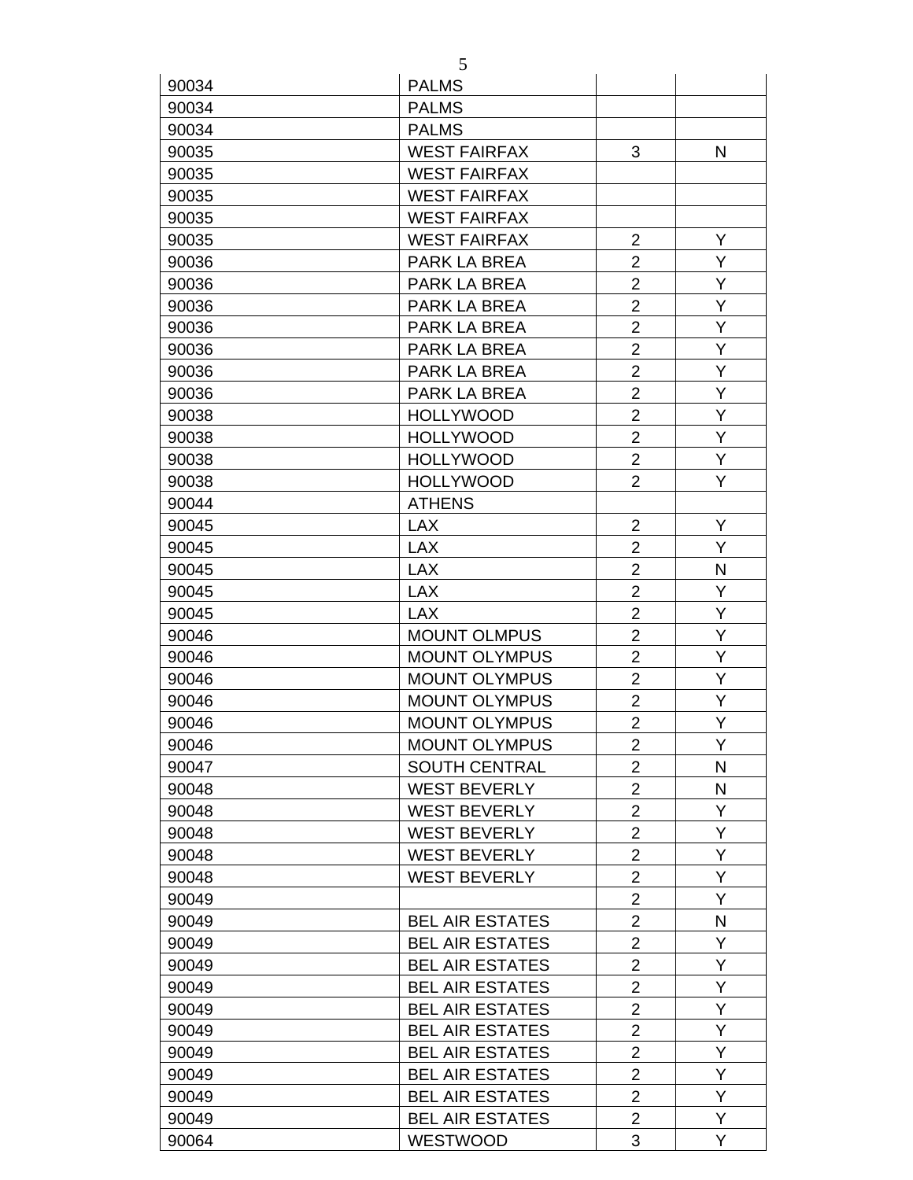| | | | |
|---|---|---|---|
| 90034 | PALMS | | |
| 90034 | PALMS | | |
| 90034 | PALMS | | |
| 90035 | WEST FAIRFAX | 3 | N |
| 90035 | WEST FAIRFAX | | |
| 90035 | WEST FAIRFAX | | |
| 90035 | WEST FAIRFAX | | |
| 90035 | WEST FAIRFAX | 2 | Y |
| 90036 | PARK LA BREA | 2 | Y |
| 90036 | PARK LA BREA | 2 | Y |
| 90036 | PARK LA BREA | 2 | Y |
| 90036 | PARK LA BREA | 2 | Y |
| 90036 | PARK LA BREA | 2 | Y |
| 90036 | PARK LA BREA | 2 | Y |
| 90036 | PARK LA BREA | 2 | Y |
| 90038 | HOLLYWOOD | 2 | Y |
| 90038 | HOLLYWOOD | 2 | Y |
| 90038 | HOLLYWOOD | 2 | Y |
| 90038 | HOLLYWOOD | 2 | Y |
| 90044 | ATHENS | | |
| 90045 | LAX | 2 | Y |
| 90045 | LAX | 2 | Y |
| 90045 | LAX | 2 | N |
| 90045 | LAX | 2 | Y |
| 90045 | LAX | 2 | Y |
| 90046 | MOUNT OLMPUS | 2 | Y |
| 90046 | MOUNT OLYMPUS | 2 | Y |
| 90046 | MOUNT OLYMPUS | 2 | Y |
| 90046 | MOUNT OLYMPUS | 2 | Y |
| 90046 | MOUNT OLYMPUS | 2 | Y |
| 90046 | MOUNT OLYMPUS | 2 | Y |
| 90047 | SOUTH CENTRAL | 2 | N |
| 90048 | WEST BEVERLY | 2 | N |
| 90048 | WEST BEVERLY | 2 | Y |
| 90048 | WEST BEVERLY | 2 | Y |
| 90048 | WEST BEVERLY | 2 | Y |
| 90048 | WEST BEVERLY | 2 | Y |
| 90049 | | 2 | Y |
| 90049 | BEL AIR ESTATES | 2 | N |
| 90049 | BEL AIR ESTATES | 2 | Y |
| 90049 | BEL AIR ESTATES | 2 | Y |
| 90049 | BEL AIR ESTATES | 2 | Y |
| 90049 | BEL AIR ESTATES | 2 | Y |
| 90049 | BEL AIR ESTATES | 2 | Y |
| 90049 | BEL AIR ESTATES | 2 | Y |
| 90049 | BEL AIR ESTATES | 2 | Y |
| 90049 | BEL AIR ESTATES | 2 | Y |
| 90049 | BEL AIR ESTATES | 2 | Y |
| 90064 | WESTWOOD | 3 | Y |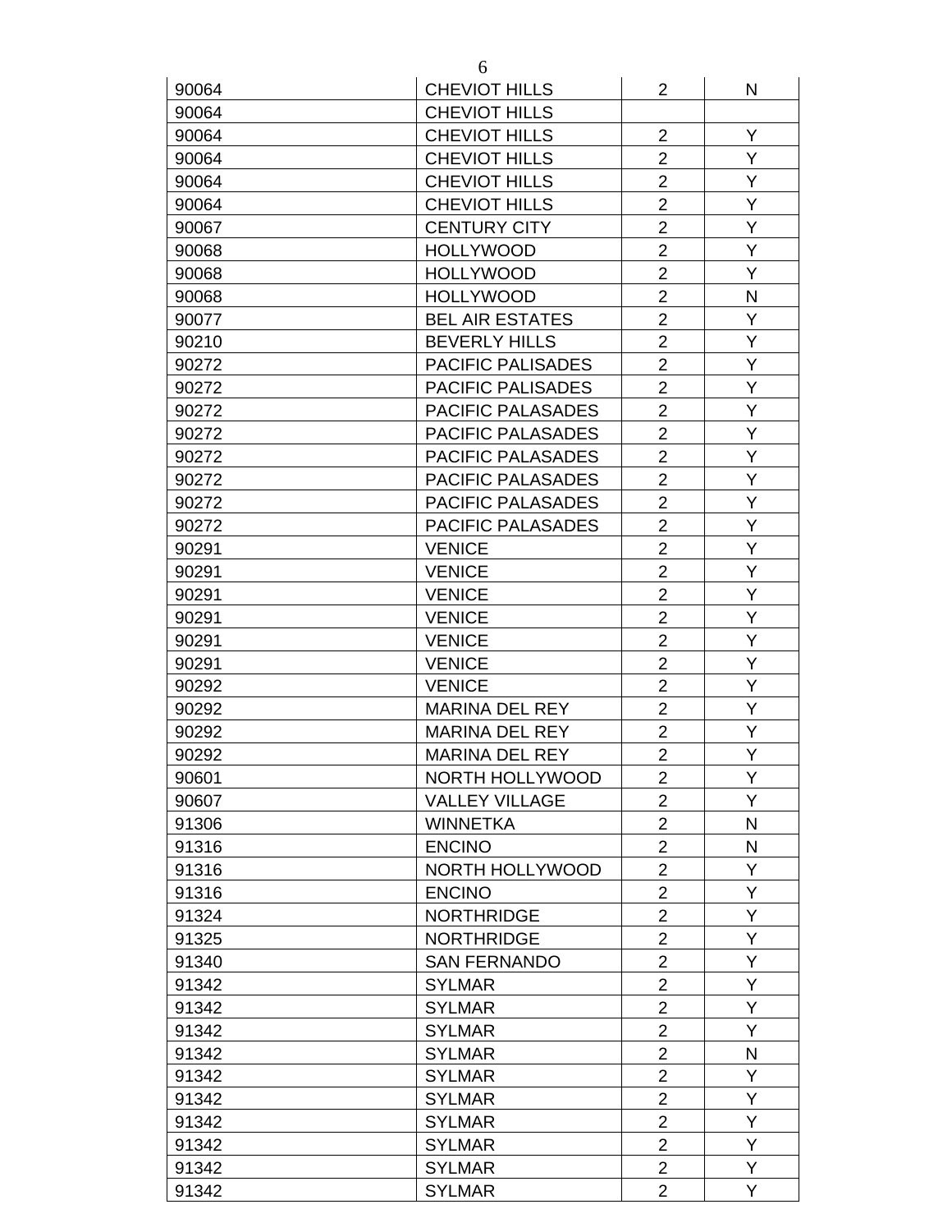| | | | |
|---|---|---|---|
| 90064 | CHEVIOT HILLS | 2 | N |
| 90064 | CHEVIOT HILLS | | |
| 90064 | CHEVIOT HILLS | 2 | Y |
| 90064 | CHEVIOT HILLS | 2 | Y |
| 90064 | CHEVIOT HILLS | 2 | Y |
| 90064 | CHEVIOT HILLS | 2 | Y |
| 90067 | CENTURY CITY | 2 | Y |
| 90068 | HOLLYWOOD | 2 | Y |
| 90068 | HOLLYWOOD | 2 | Y |
| 90068 | HOLLYWOOD | 2 | N |
| 90077 | BEL AIR ESTATES | 2 | Y |
| 90210 | BEVERLY HILLS | 2 | Y |
| 90272 | PACIFIC PALISADES | 2 | Y |
| 90272 | PACIFIC PALISADES | 2 | Y |
| 90272 | PACIFIC PALASADES | 2 | Y |
| 90272 | PACIFIC PALASADES | 2 | Y |
| 90272 | PACIFIC PALASADES | 2 | Y |
| 90272 | PACIFIC PALASADES | 2 | Y |
| 90272 | PACIFIC PALASADES | 2 | Y |
| 90272 | PACIFIC PALASADES | 2 | Y |
| 90291 | VENICE | 2 | Y |
| 90291 | VENICE | 2 | Y |
| 90291 | VENICE | 2 | Y |
| 90291 | VENICE | 2 | Y |
| 90291 | VENICE | 2 | Y |
| 90291 | VENICE | 2 | Y |
| 90292 | VENICE | 2 | Y |
| 90292 | MARINA DEL REY | 2 | Y |
| 90292 | MARINA DEL REY | 2 | Y |
| 90292 | MARINA DEL REY | 2 | Y |
| 90601 | NORTH HOLLYWOOD | 2 | Y |
| 90607 | VALLEY VILLAGE | 2 | Y |
| 91306 | WINNETKA | 2 | N |
| 91316 | ENCINO | 2 | N |
| 91316 | NORTH HOLLYWOOD | 2 | Y |
| 91316 | ENCINO | 2 | Y |
| 91324 | NORTHRIDGE | 2 | Y |
| 91325 | NORTHRIDGE | 2 | Y |
| 91340 | SAN FERNANDO | 2 | Y |
| 91342 | SYLMAR | 2 | Y |
| 91342 | SYLMAR | 2 | Y |
| 91342 | SYLMAR | 2 | Y |
| 91342 | SYLMAR | 2 | N |
| 91342 | SYLMAR | 2 | Y |
| 91342 | SYLMAR | 2 | Y |
| 91342 | SYLMAR | 2 | Y |
| 91342 | SYLMAR | 2 | Y |
| 91342 | SYLMAR | 2 | Y |
| 91342 | SYLMAR | 2 | Y |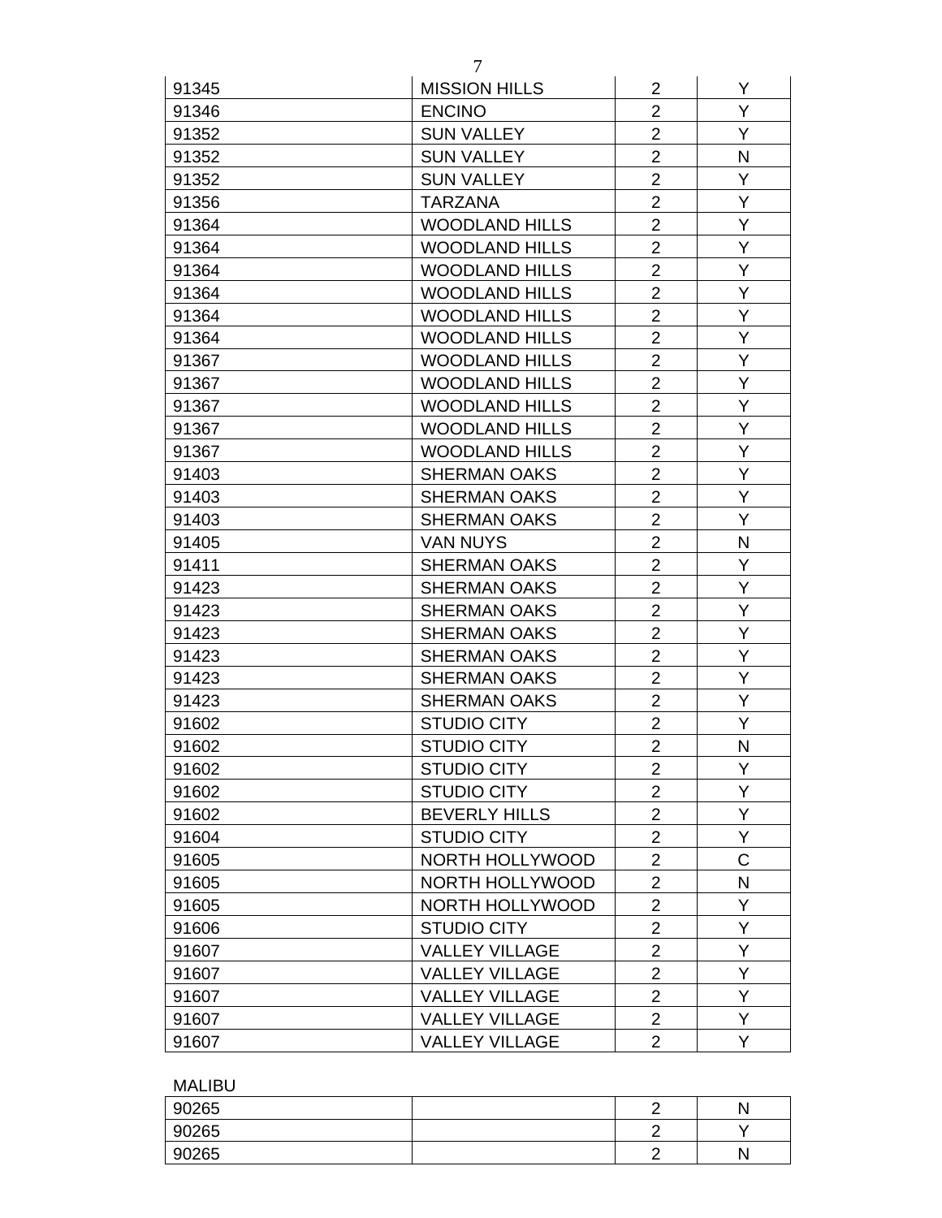| | | | |
|---|---|---|---|
| 91345 | MISSION HILLS | 2 | Y |
| 91346 | ENCINO | 2 | Y |
| 91352 | SUN VALLEY | 2 | Y |
| 91352 | SUN VALLEY | 2 | N |
| 91352 | SUN VALLEY | 2 | Y |
| 91356 | TARZANA | 2 | Y |
| 91364 | WOODLAND HILLS | 2 | Y |
| 91364 | WOODLAND HILLS | 2 | Y |
| 91364 | WOODLAND HILLS | 2 | Y |
| 91364 | WOODLAND HILLS | 2 | Y |
| 91364 | WOODLAND HILLS | 2 | Y |
| 91364 | WOODLAND HILLS | 2 | Y |
| 91367 | WOODLAND HILLS | 2 | Y |
| 91367 | WOODLAND HILLS | 2 | Y |
| 91367 | WOODLAND HILLS | 2 | Y |
| 91367 | WOODLAND HILLS | 2 | Y |
| 91367 | WOODLAND HILLS | 2 | Y |
| 91403 | SHERMAN OAKS | 2 | Y |
| 91403 | SHERMAN OAKS | 2 | Y |
| 91403 | SHERMAN OAKS | 2 | Y |
| 91405 | VAN NUYS | 2 | N |
| 91411 | SHERMAN OAKS | 2 | Y |
| 91423 | SHERMAN OAKS | 2 | Y |
| 91423 | SHERMAN OAKS | 2 | Y |
| 91423 | SHERMAN OAKS | 2 | Y |
| 91423 | SHERMAN OAKS | 2 | Y |
| 91423 | SHERMAN OAKS | 2 | Y |
| 91423 | SHERMAN OAKS | 2 | Y |
| 91602 | STUDIO CITY | 2 | Y |
| 91602 | STUDIO CITY | 2 | N |
| 91602 | STUDIO CITY | 2 | Y |
| 91602 | STUDIO CITY | 2 | Y |
| 91602 | BEVERLY HILLS | 2 | Y |
| 91604 | STUDIO CITY | 2 | Y |
| 91605 | NORTH HOLLYWOOD | 2 | C |
| 91605 | NORTH HOLLYWOOD | 2 | N |
| 91605 | NORTH HOLLYWOOD | 2 | Y |
| 91606 | STUDIO CITY | 2 | Y |
| 91607 | VALLEY VILLAGE | 2 | Y |
| 91607 | VALLEY VILLAGE | 2 | Y |
| 91607 | VALLEY VILLAGE | 2 | Y |
| 91607 | VALLEY VILLAGE | 2 | Y |
| 91607 | VALLEY VILLAGE | 2 | Y |

MALIBU

| | | | |
|---|---|---|---|
| 90265 | | 2 | N |
| 90265 | | 2 | Y |
| 90265 | | 2 | N |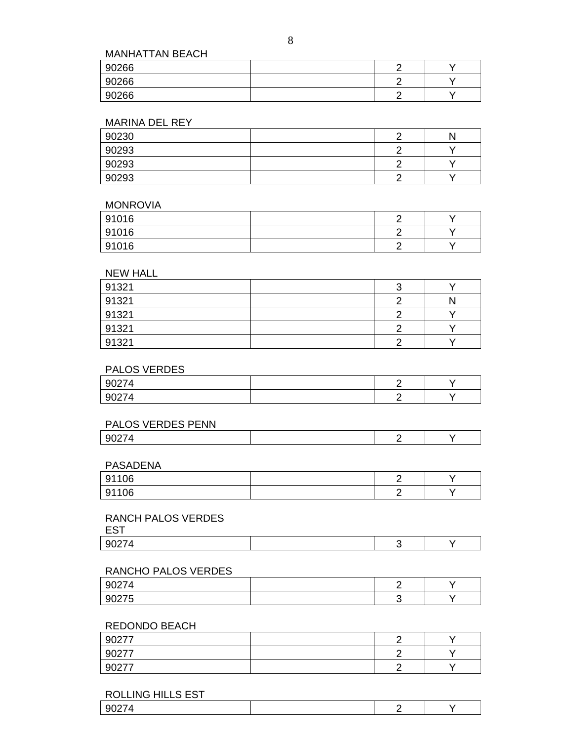MANHATTAN BEACH

| | | | |
|---|---|---|---|
| 90266 | | 2 | Y |
| 90266 | | 2 | Y |
| 90266 | | 2 | Y |

MARINA DEL REY

| | | | |
|---|---|---|---|
| 90230 | | 2 | N |
| 90293 | | 2 | Y |
| 90293 | | 2 | Y |
| 90293 | | 2 | Y |

MONROVIA

| | | | |
|---|---|---|---|
| 91016 | | 2 | Y |
| 91016 | | 2 | Y |
| 91016 | | 2 | Y |

NEW HALL

| | | | |
|---|---|---|---|
| 91321 | | 3 | Y |
| 91321 | | 2 | N |
| 91321 | | 2 | Y |
| 91321 | | 2 | Y |
| 91321 | | 2 | Y |

PALOS VERDES

| | | | |
|---|---|---|---|
| 90274 | | 2 | Y |
| 90274 | | 2 | Y |

PALOS VERDES PENN

| | | | |
|---|---|---|---|
| 90274 | | 2 | Y |

PASADENA

| | | | |
|---|---|---|---|
| 91106 | | 2 | Y |
| 91106 | | 2 | Y |

RANCH PALOS VERDES EST

| | | | |
|---|---|---|---|
| 90274 | | 3 | Y |

RANCHO PALOS VERDES

| | | | |
|---|---|---|---|
| 90274 | | 2 | Y |
| 90275 | | 3 | Y |

REDONDO BEACH

| | | | |
|---|---|---|---|
| 90277 | | 2 | Y |
| 90277 | | 2 | Y |
| 90277 | | 2 | Y |

ROLLING HILLS EST

| | | | |
|---|---|---|---|
| 90274 | | 2 | Y |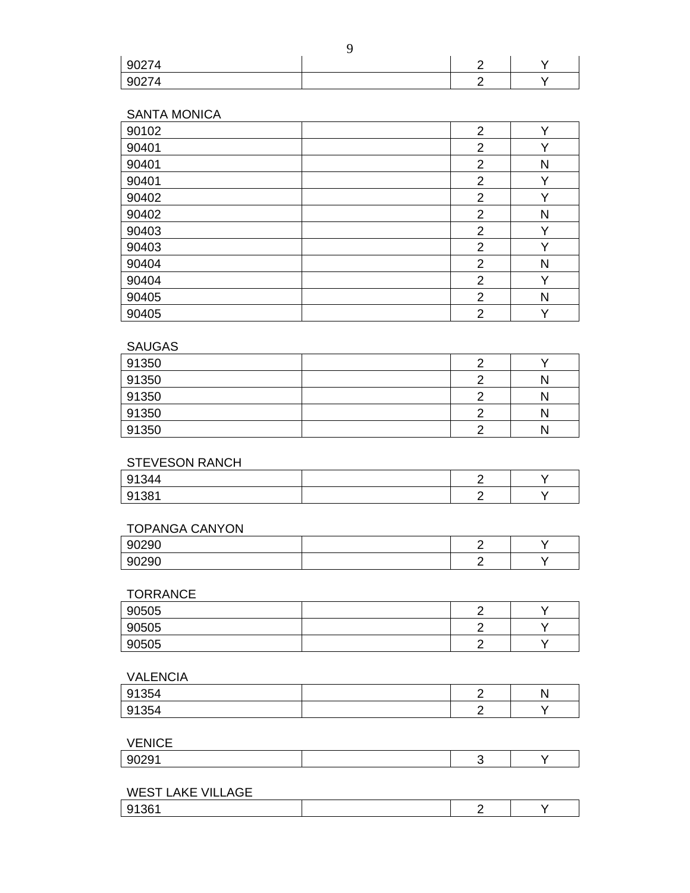| | | | |
|---|---|---|---|
| 90274 | | 2 | Y |
| 90274 | | 2 | Y |

SANTA MONICA

| | | | |
|---|---|---|---|
| 90102 | | 2 | Y |
| 90401 | | 2 | Y |
| 90401 | | 2 | N |
| 90401 | | 2 | Y |
| 90402 | | 2 | Y |
| 90402 | | 2 | N |
| 90403 | | 2 | Y |
| 90403 | | 2 | Y |
| 90404 | | 2 | N |
| 90404 | | 2 | Y |
| 90405 | | 2 | N |
| 90405 | | 2 | Y |

SAUGAS

| | | | |
|---|---|---|---|
| 91350 | | 2 | Y |
| 91350 | | 2 | N |
| 91350 | | 2 | N |
| 91350 | | 2 | N |
| 91350 | | 2 | N |

STEVESON RANCH

| | | | |
|---|---|---|---|
| 91344 | | 2 | Y |
| 91381 | | 2 | Y |

TOPANGA CANYON

| | | | |
|---|---|---|---|
| 90290 | | 2 | Y |
| 90290 | | 2 | Y |

TORRANCE

| | | | |
|---|---|---|---|
| 90505 | | 2 | Y |
| 90505 | | 2 | Y |
| 90505 | | 2 | Y |

VALENCIA

| | | | |
|---|---|---|---|
| 91354 | | 2 | N |
| 91354 | | 2 | Y |

VENICE

| | | | |
|---|---|---|---|
| 90291 | | 3 | Y |

WEST LAKE VILLAGE

| | | | |
|---|---|---|---|
| 91361 | | 2 | Y |